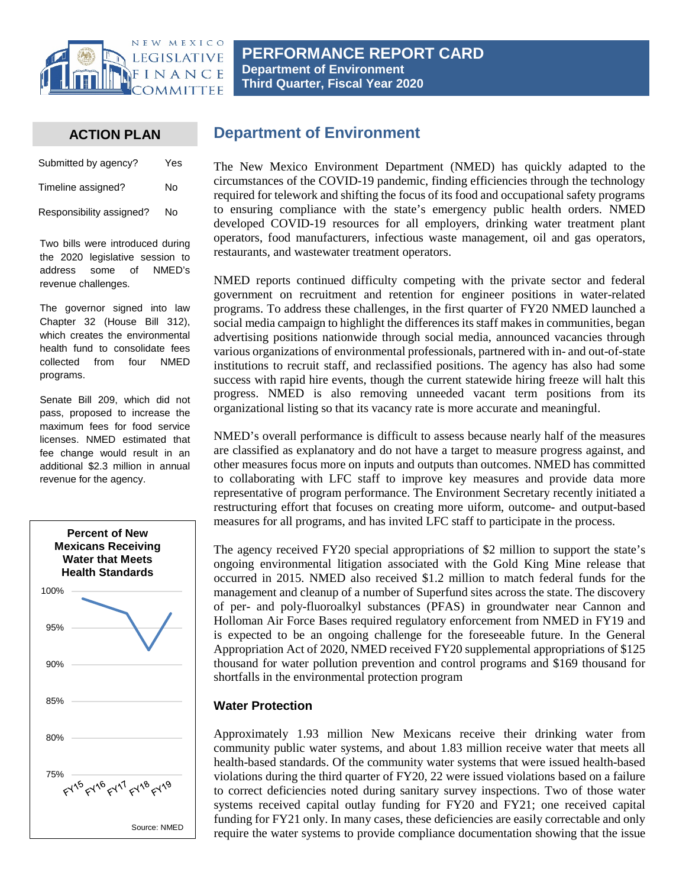# PERFORMANCE REPORT CARD

**Department of Environment**
**Third Quarter, Fiscal Year 2020**

## ACTION PLAN

| | |
|---|---|
| Submitted by agency? | Yes |
| Timeline assigned? | No |
| Responsibility assigned? | No |

Two bills were introduced during the 2020 legislative session to address some of NMED's revenue challenges.

The governor signed into law Chapter 32 (House Bill 312), which creates the environmental health fund to consolidate fees collected from four NMED programs.

Senate Bill 209, which did not pass, proposed to increase the maximum fees for food service licenses. NMED estimated that fee change would result in an additional $2.3 million in annual revenue for the agency.

**Percent of New Mexicans Receiving Water that Meets Health Standards**

Source: NMED

## Department of Environment

The New Mexico Environment Department (NMED) has quickly adapted to the circumstances of the COVID-19 pandemic, finding efficiencies through the technology required for telework and shifting the focus of its food and occupational safety programs to ensuring compliance with the state's emergency public health orders. NMED developed COVID-19 resources for all employers, drinking water treatment plant operators, food manufacturers, infectious waste management, oil and gas operators, restaurants, and wastewater treatment operators.

NMED reports continued difficulty competing with the private sector and federal government on recruitment and retention for engineer positions in water-related programs. To address these challenges, in the first quarter of FY20 NMED launched a social media campaign to highlight the differences its staff makes in communities, began advertising positions nationwide through social media, announced vacancies through various organizations of environmental professionals, partnered with in- and out-of-state institutions to recruit staff, and reclassified positions. The agency has also had some success with rapid hire events, though the current statewide hiring freeze will halt this progress. NMED is also removing unneeded vacant term positions from its organizational listing so that its vacancy rate is more accurate and meaningful.

NMED's overall performance is difficult to assess because nearly half of the measures are classified as explanatory and do not have a target to measure progress against, and other measures focus more on inputs and outputs than outcomes. NMED has committed to collaborating with LFC staff to improve key measures and provide data more representative of program performance. The Environment Secretary recently initiated a restructuring effort that focuses on creating more uiform, outcome- and output-based measures for all programs, and has invited LFC staff to participate in the process.

The agency received FY20 special appropriations of $2 million to support the state's ongoing environmental litigation associated with the Gold King Mine release that occurred in 2015. NMED also received $1.2 million to match federal funds for the management and cleanup of a number of Superfund sites across the state. The discovery of per- and poly-fluoroalkyl substances (PFAS) in groundwater near Cannon and Holloman Air Force Bases required regulatory enforcement from NMED in FY19 and is expected to be an ongoing challenge for the foreseeable future. In the General Appropriation Act of 2020, NMED received FY20 supplemental appropriations of $125 thousand for water pollution prevention and control programs and $169 thousand for shortfalls in the environmental protection program

### Water Protection

Approximately 1.93 million New Mexicans receive their drinking water from community public water systems, and about 1.83 million receive water that meets all health-based standards. Of the community water systems that were issued health-based violations during the third quarter of FY20, 22 were issued violations based on a failure to correct deficiencies noted during sanitary survey inspections. Two of those water systems received capital outlay funding for FY20 and FY21; one received capital funding for FY21 only. In many cases, these deficiencies are easily correctable and only require the water systems to provide compliance documentation showing that the issue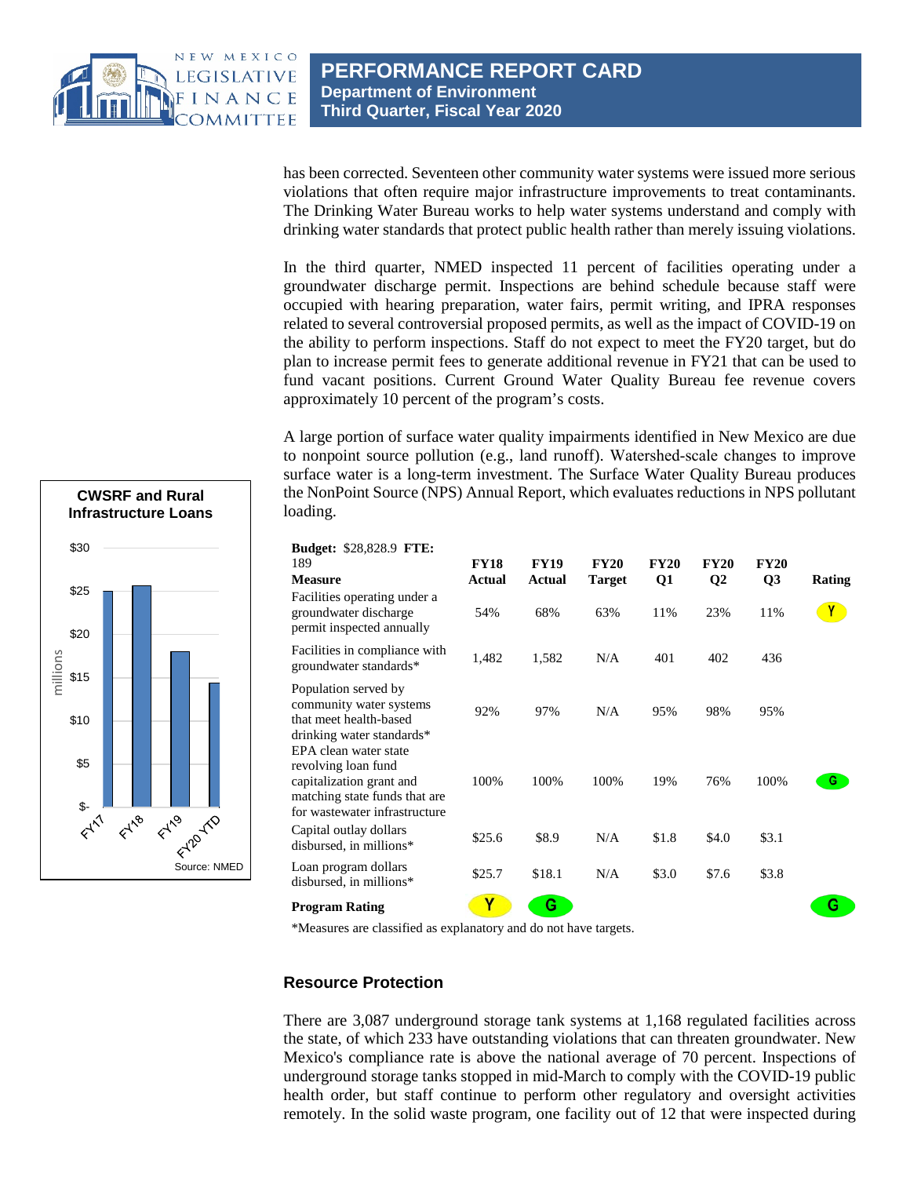has been corrected. Seventeen other community water systems were issued more serious violations that often require major infrastructure improvements to treat contaminants. The Drinking Water Bureau works to help water systems understand and comply with drinking water standards that protect public health rather than merely issuing violations.

In the third quarter, NMED inspected 11 percent of facilities operating under a groundwater discharge permit. Inspections are behind schedule because staff were occupied with hearing preparation, water fairs, permit writing, and IPRA responses related to several controversial proposed permits, as well as the impact of COVID-19 on the ability to perform inspections. Staff do not expect to meet the FY20 target, but do plan to increase permit fees to generate additional revenue in FY21 that can be used to fund vacant positions. Current Ground Water Quality Bureau fee revenue covers approximately 10 percent of the program's costs.

A large portion of surface water quality impairments identified in New Mexico are due to nonpoint source pollution (e.g., land runoff). Watershed-scale changes to improve surface water is a long-term investment. The Surface Water Quality Bureau produces the NonPoint Source (NPS) Annual Report, which evaluates reductions in NPS pollutant loading.

**CWSRF and Rural Infrastructure Loans**

| | millions |
|---|---|
| FY17 | ~$25 |
| FY18 | ~$25.7 |
| FY19 | ~$18 |
| FY20 YTD | ~$14.4 |

Source: NMED

**Budget:** $28,828.9 **FTE:** 189

| Measure | FY18 Actual | FY19 Actual | FY20 Target | FY20 Q1 | FY20 Q2 | FY20 Q3 | Rating |
|---|---|---|---|---|---|---|---|
| Facilities operating under a groundwater discharge permit inspected annually | 54% | 68% | 63% | 11% | 23% | 11% | Y |
| Facilities in compliance with groundwater standards* | 1,482 | 1,582 | N/A | 401 | 402 | 436 | |
| Population served by community water systems that meet health-based drinking water standards* | 92% | 97% | N/A | 95% | 98% | 95% | |
| EPA clean water state revolving loan fund capitalization grant and matching state funds that are for wastewater infrastructure | 100% | 100% | 100% | 19% | 76% | 100% | G |
| Capital outlay dollars disbursed, in millions* | $25.6 | $8.9 | N/A | $1.8 | $4.0 | $3.1 | |
| Loan program dollars disbursed, in millions* | $25.7 | $18.1 | N/A | $3.0 | $7.6 | $3.8 | |
| **Program Rating** | Y | G | | | | | G |

*Measures are classified as explanatory and do not have targets.

### Resource Protection

There are 3,087 underground storage tank systems at 1,168 regulated facilities across the state, of which 233 have outstanding violations that can threaten groundwater. New Mexico's compliance rate is above the national average of 70 percent. Inspections of underground storage tanks stopped in mid-March to comply with the COVID-19 public health order, but staff continue to perform other regulatory and oversight activities remotely. In the solid waste program, one facility out of 12 that were inspected during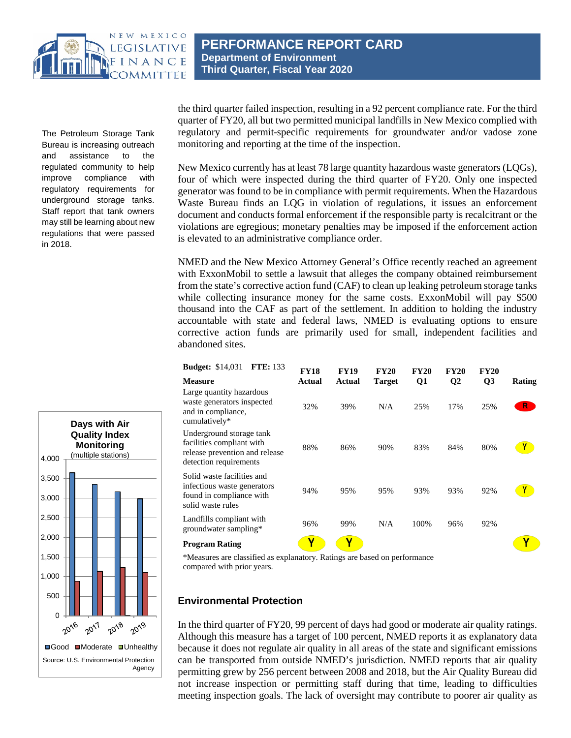the third quarter failed inspection, resulting in a 92 percent compliance rate. For the third quarter of FY20, all but two permitted municipal landfills in New Mexico complied with regulatory and permit-specific requirements for groundwater and/or vadose zone monitoring and reporting at the time of the inspection.

The Petroleum Storage Tank Bureau is increasing outreach and assistance to the regulated community to help improve compliance with regulatory requirements for underground storage tanks. Staff report that tank owners may still be learning about new regulations that were passed in 2018.

New Mexico currently has at least 78 large quantity hazardous waste generators (LQGs), four of which were inspected during the third quarter of FY20. Only one inspected generator was found to be in compliance with permit requirements. When the Hazardous Waste Bureau finds an LQG in violation of regulations, it issues an enforcement document and conducts formal enforcement if the responsible party is recalcitrant or the violations are egregious; monetary penalties may be imposed if the enforcement action is elevated to an administrative compliance order.

NMED and the New Mexico Attorney General's Office recently reached an agreement with ExxonMobil to settle a lawsuit that alleges the company obtained reimbursement from the state's corrective action fund (CAF) to clean up leaking petroleum storage tanks while collecting insurance money for the same costs. ExxonMobil will pay $500 thousand into the CAF as part of the settlement. In addition to holding the industry accountable with state and federal laws, NMED is evaluating options to ensure corrective action funds are primarily used for small, independent facilities and abandoned sites.

**Budget:** $14,031 **FTE:** 133

| Measure | FY18 Actual | FY19 Actual | FY20 Target | FY20 Q1 | FY20 Q2 | FY20 Q3 | Rating |
|---|---|---|---|---|---|---|---|
| Large quantity hazardous waste generators inspected and in compliance, cumulatively* | 32% | 39% | N/A | 25% | 17% | 25% | R |
| Underground storage tank facilities compliant with release prevention and release detection requirements | 88% | 86% | 90% | 83% | 84% | 80% | Y |
| Solid waste facilities and infectious waste generators found in compliance with solid waste rules | 94% | 95% | 95% | 93% | 93% | 92% | Y |
| Landfills compliant with groundwater sampling* | 96% | 99% | N/A | 100% | 96% | 92% | |
| **Program Rating** | Y | Y | | | | | Y |

*Measures are classified as explanatory. Ratings are based on performance compared with prior years.

**Days with Air Quality Index Monitoring**
(multiple stations)

| Year | Good | Moderate | Unhealthy |
|---|---|---|---|
| 2016 | ~3,650 | ~880 | |
| 2017 | ~3,350 | ~1,130 | |
| 2018 | ~3,150 | ~1,230 | ~10 |
| 2019 | ~2,980 | ~1,100 | |

Source: U.S. Environmental Protection Agency

## Environmental Protection

In the third quarter of FY20, 99 percent of days had good or moderate air quality ratings. Although this measure has a target of 100 percent, NMED reports it as explanatory data because it does not regulate air quality in all areas of the state and significant emissions can be transported from outside NMED's jurisdiction. NMED reports that air quality permitting grew by 256 percent between 2008 and 2018, but the Air Quality Bureau did not increase inspection or permitting staff during that time, leading to difficulties meeting inspection goals. The lack of oversight may contribute to poorer air quality as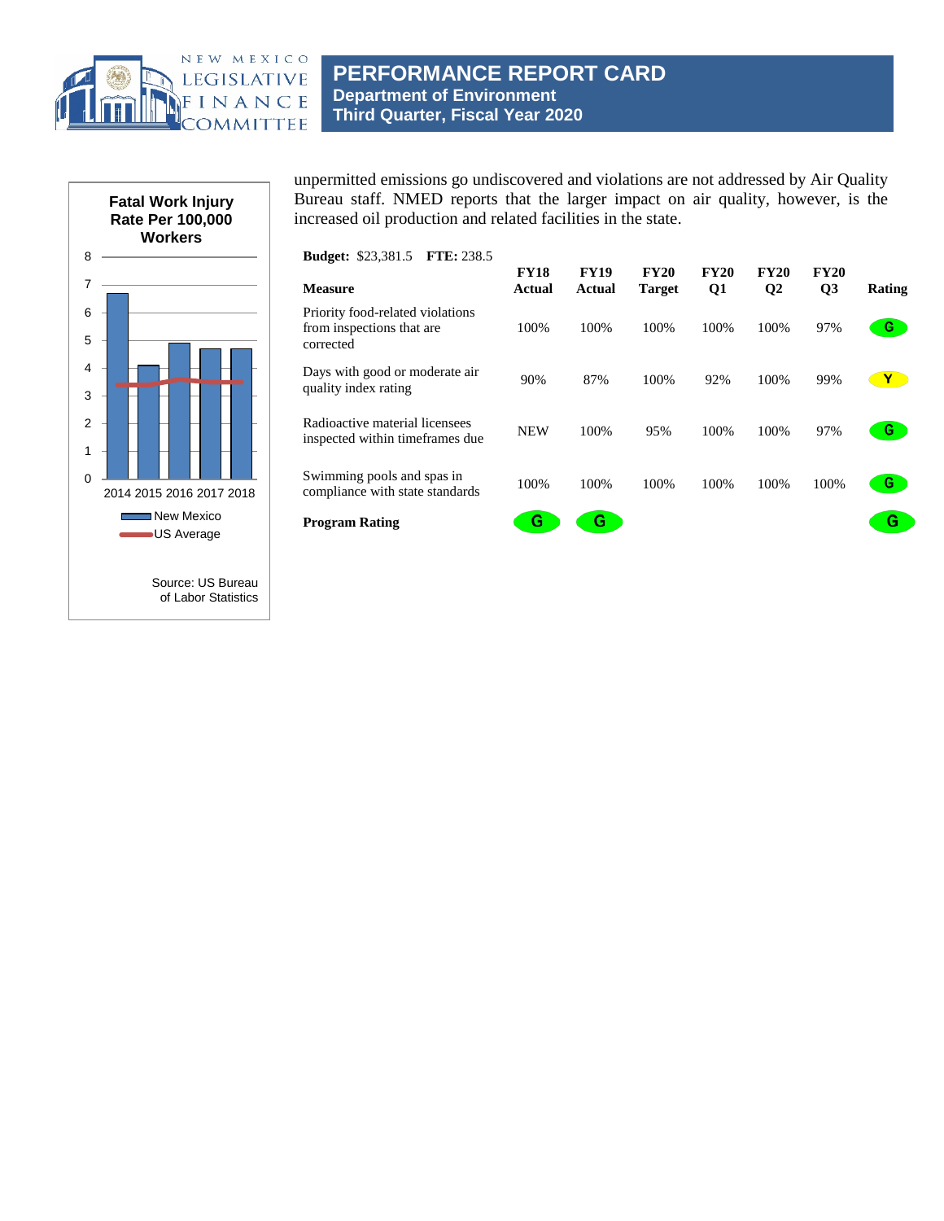**Fatal Work Injury Rate Per 100,000 Workers**

8
7
6
5
4
3
2
1
0

2014 2015 2016 2017 2018

New Mexico
US Average

Source: US Bureau of Labor Statistics

unpermitted emissions go undiscovered and violations are not addressed by Air Quality Bureau staff. NMED reports that the larger impact on air quality, however, is the increased oil production and related facilities in the state.

**Budget:** $23,381.5 **FTE:** 238.5

| Measure | FY18 Actual | FY19 Actual | FY20 Target | FY20 Q1 | FY20 Q2 | FY20 Q3 | Rating |
|---|---|---|---|---|---|---|---|
| Priority food-related violations from inspections that are corrected | 100% | 100% | 100% | 100% | 100% | 97% | G |
| Days with good or moderate air quality index rating | 90% | 87% | 100% | 92% | 100% | 99% | Y |
| Radioactive material licensees inspected within timeframes due | NEW | 100% | 95% | 100% | 100% | 97% | G |
| Swimming pools and spas in compliance with state standards | 100% | 100% | 100% | 100% | 100% | 100% | G |
| **Program Rating** | G | G | | | | | G |